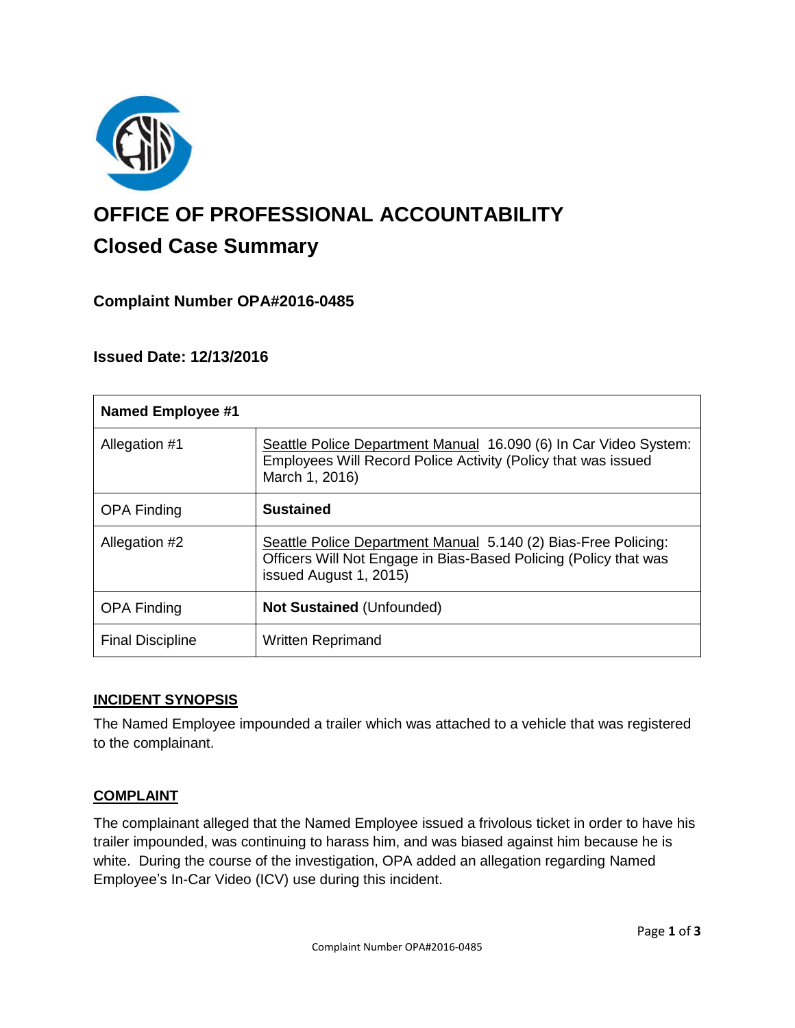# OFFICE OF PROFESSIONAL ACCOUNTABILITY

## Closed Case Summary

### Complaint Number OPA#2016-0485

### Issued Date: 12/13/2016

| Named Employee #1 | |
|---|---|
| Allegation #1 | Seattle Police Department Manual 16.090 (6) In Car Video System: Employees Will Record Police Activity (Policy that was issued March 1, 2016) |
| OPA Finding | **Sustained** |
| Allegation #2 | Seattle Police Department Manual 5.140 (2) Bias-Free Policing: Officers Will Not Engage in Bias-Based Policing (Policy that was issued August 1, 2015) |
| OPA Finding | **Not Sustained** (Unfounded) |
| Final Discipline | Written Reprimand |

## INCIDENT SYNOPSIS

The Named Employee impounded a trailer which was attached to a vehicle that was registered to the complainant.

## COMPLAINT

The complainant alleged that the Named Employee issued a frivolous ticket in order to have his trailer impounded, was continuing to harass him, and was biased against him because he is white. During the course of the investigation, OPA added an allegation regarding Named Employee's In-Car Video (ICV) use during this incident.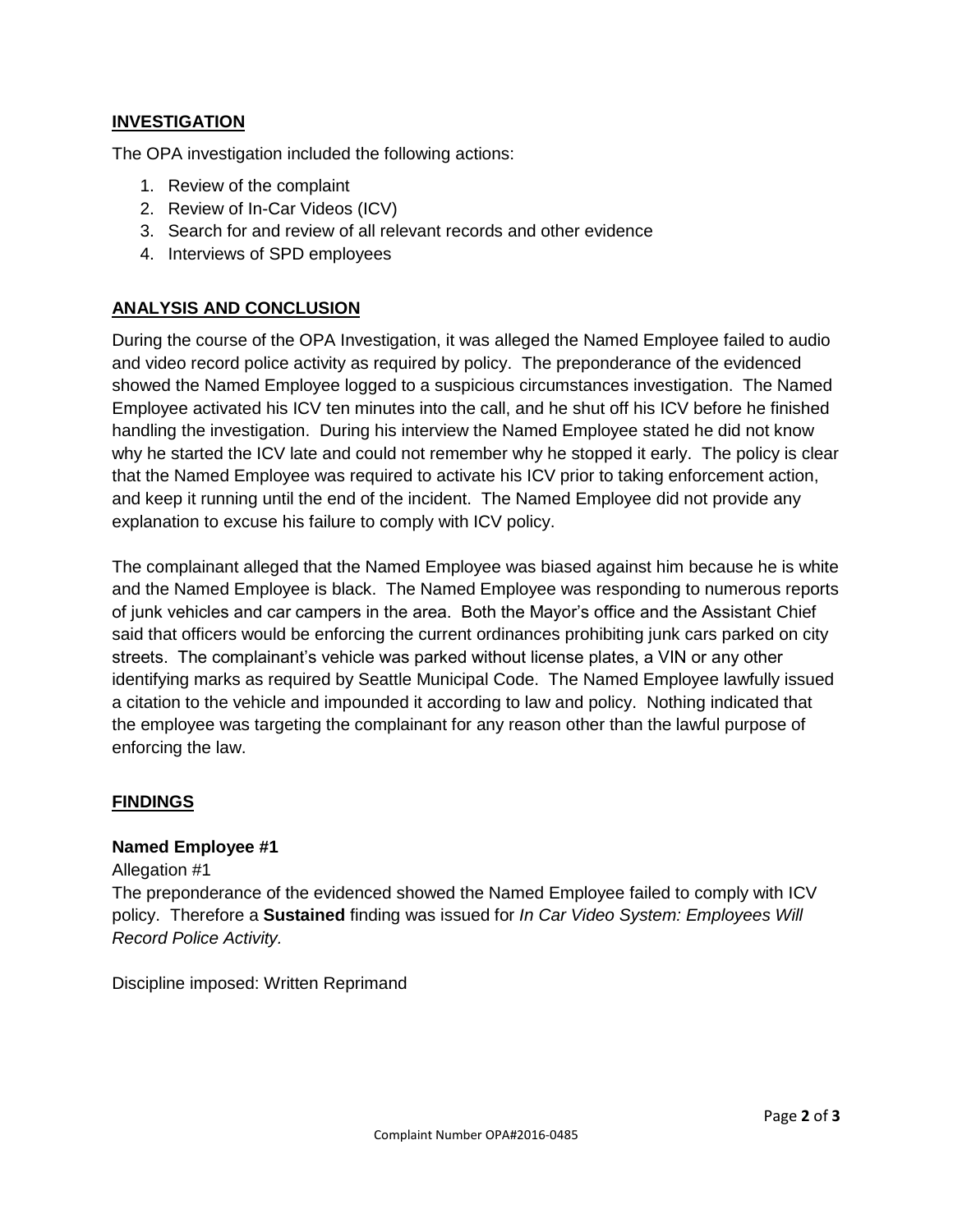## INVESTIGATION

The OPA investigation included the following actions:

1. Review of the complaint
2. Review of In-Car Videos (ICV)
3. Search for and review of all relevant records and other evidence
4. Interviews of SPD employees

## ANALYSIS AND CONCLUSION

During the course of the OPA Investigation, it was alleged the Named Employee failed to audio and video record police activity as required by policy. The preponderance of the evidenced showed the Named Employee logged to a suspicious circumstances investigation. The Named Employee activated his ICV ten minutes into the call, and he shut off his ICV before he finished handling the investigation. During his interview the Named Employee stated he did not know why he started the ICV late and could not remember why he stopped it early. The policy is clear that the Named Employee was required to activate his ICV prior to taking enforcement action, and keep it running until the end of the incident. The Named Employee did not provide any explanation to excuse his failure to comply with ICV policy.

The complainant alleged that the Named Employee was biased against him because he is white and the Named Employee is black. The Named Employee was responding to numerous reports of junk vehicles and car campers in the area. Both the Mayor's office and the Assistant Chief said that officers would be enforcing the current ordinances prohibiting junk cars parked on city streets. The complainant's vehicle was parked without license plates, a VIN or any other identifying marks as required by Seattle Municipal Code. The Named Employee lawfully issued a citation to the vehicle and impounded it according to law and policy. Nothing indicated that the employee was targeting the complainant for any reason other than the lawful purpose of enforcing the law.

## FINDINGS

**Named Employee #1**

Allegation #1

The preponderance of the evidenced showed the Named Employee failed to comply with ICV policy. Therefore a **Sustained** finding was issued for *In Car Video System: Employees Will Record Police Activity.*

Discipline imposed: Written Reprimand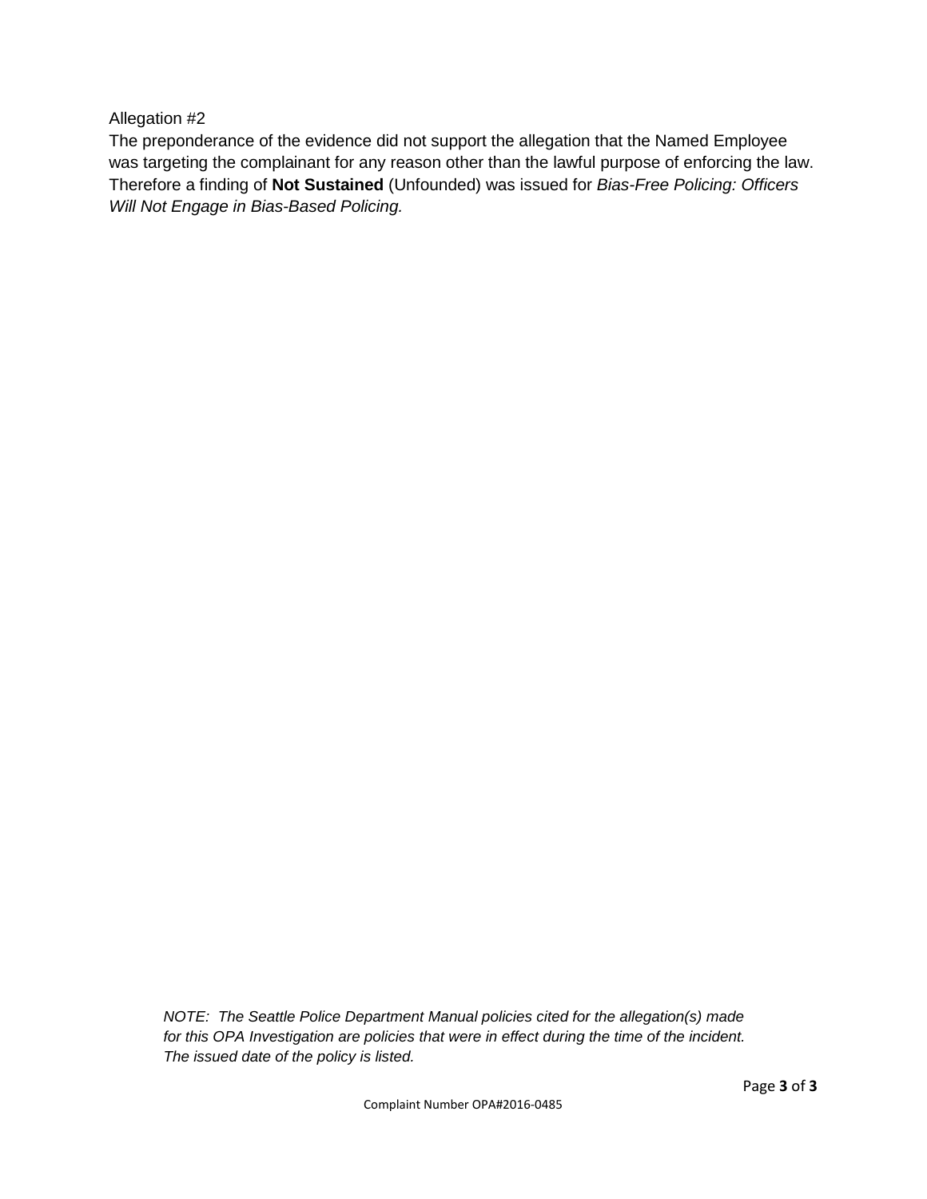Allegation #2

The preponderance of the evidence did not support the allegation that the Named Employee was targeting the complainant for any reason other than the lawful purpose of enforcing the law. Therefore a finding of **Not Sustained** (Unfounded) was issued for *Bias-Free Policing: Officers Will Not Engage in Bias-Based Policing.*

*NOTE: The Seattle Police Department Manual policies cited for the allegation(s) made for this OPA Investigation are policies that were in effect during the time of the incident. The issued date of the policy is listed.*